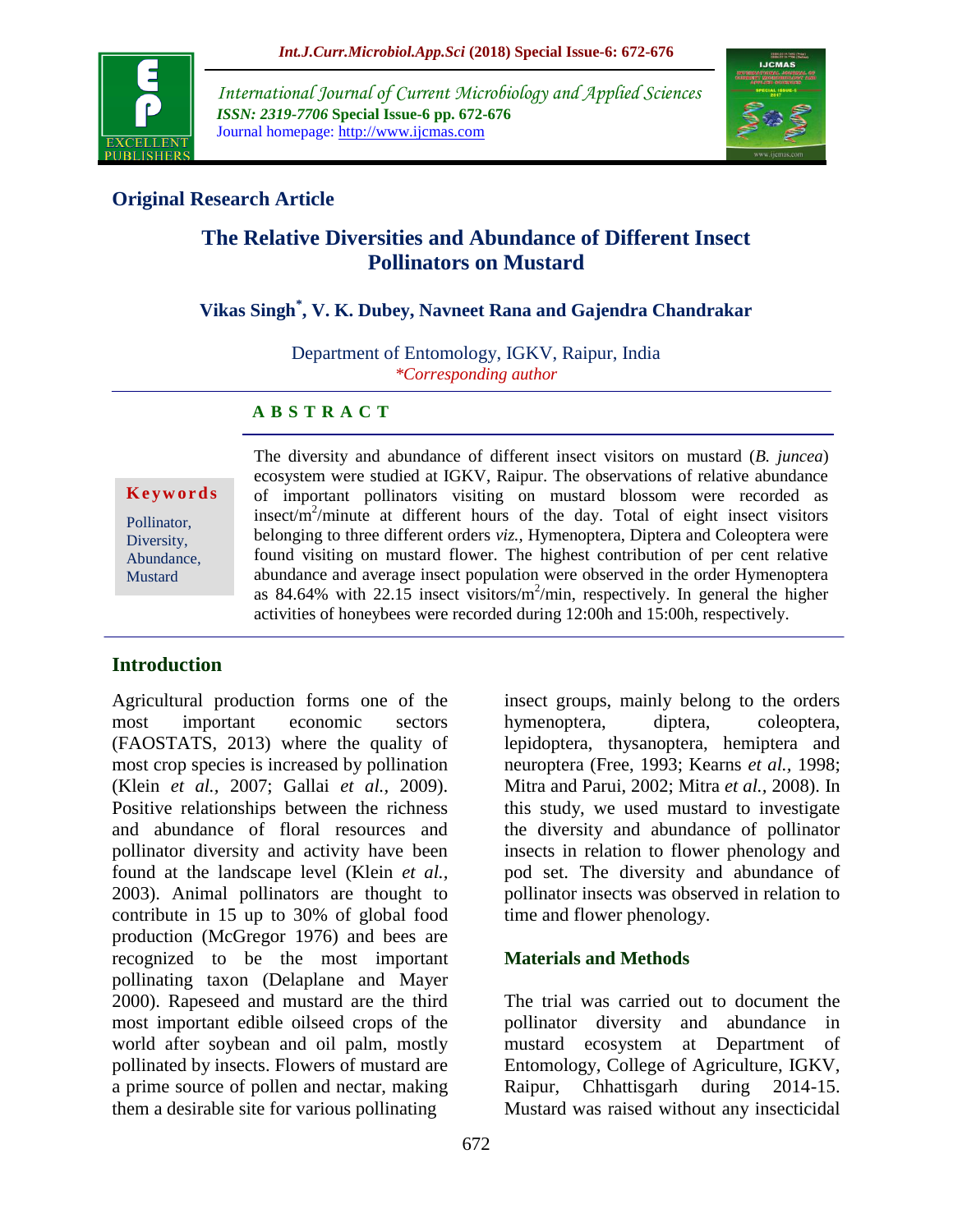**Original Research Article**

# The Relative Diversities and Abundance of Different Insect Pollinators on Mustard

**Vikas Singh*, V. K. Dubey, Navneet Rana and Gajendra Chandrakar**

Department of Entomology, IGKV, Raipur, India

*\*Corresponding author*

## A B S T R A C T

**Keywords**

Pollinator, Diversity, Abundance, Mustard

The diversity and abundance of different insect visitors on mustard (*B. juncea*) ecosystem were studied at IGKV, Raipur. The observations of relative abundance of important pollinators visiting on mustard blossom were recorded as insect/m$^2$/minute at different hours of the day. Total of eight insect visitors belonging to three different orders *viz.*, Hymenoptera, Diptera and Coleoptera were found visiting on mustard flower. The highest contribution of per cent relative abundance and average insect population were observed in the order Hymenoptera as 84.64% with 22.15 insect visitors/m$^2$/min, respectively. In general the higher activities of honeybees were recorded during 12:00h and 15:00h, respectively.

## Introduction

Agricultural production forms one of the most important economic sectors (FAOSTATS, 2013) where the quality of most crop species is increased by pollination (Klein *et al.,* 2007; Gallai *et al.,* 2009). Positive relationships between the richness and abundance of floral resources and pollinator diversity and activity have been found at the landscape level (Klein *et al.,* 2003). Animal pollinators are thought to contribute in 15 up to 30% of global food production (McGregor 1976) and bees are recognized to be the most important pollinating taxon (Delaplane and Mayer 2000). Rapeseed and mustard are the third most important edible oilseed crops of the world after soybean and oil palm, mostly pollinated by insects. Flowers of mustard are a prime source of pollen and nectar, making them a desirable site for various pollinating insect groups, mainly belong to the orders hymenoptera, diptera, coleoptera, lepidoptera, thysanoptera, hemiptera and neuroptera (Free, 1993; Kearns *et al.,* 1998; Mitra and Parui, 2002; Mitra *et al.,* 2008). In this study, we used mustard to investigate the diversity and abundance of pollinator insects in relation to flower phenology and pod set. The diversity and abundance of pollinator insects was observed in relation to time and flower phenology.

## Materials and Methods

The trial was carried out to document the pollinator diversity and abundance in mustard ecosystem at Department of Entomology, College of Agriculture, IGKV, Raipur, Chhattisgarh during 2014-15. Mustard was raised without any insecticidal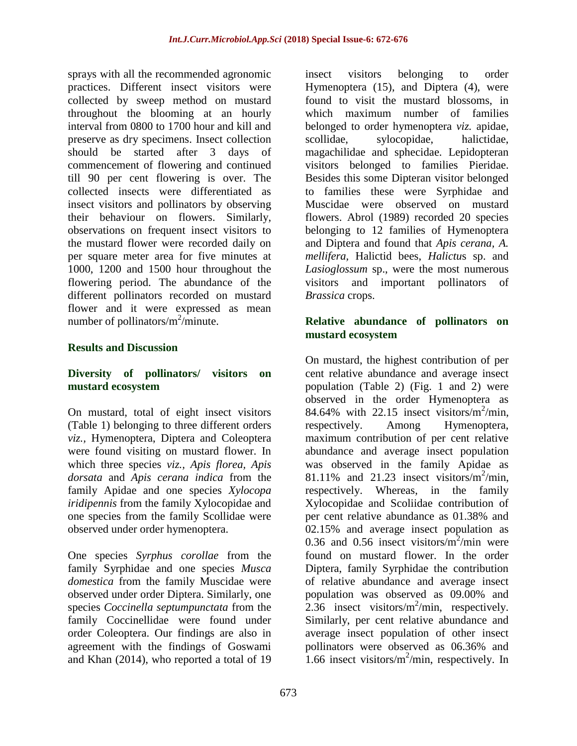sprays with all the recommended agronomic practices. Different insect visitors were collected by sweep method on mustard throughout the blooming at an hourly interval from 0800 to 1700 hour and kill and preserve as dry specimens. Insect collection should be started after 3 days of commencement of flowering and continued till 90 per cent flowering is over. The collected insects were differentiated as insect visitors and pollinators by observing their behaviour on flowers. Similarly, observations on frequent insect visitors to the mustard flower were recorded daily on per square meter area for five minutes at 1000, 1200 and 1500 hour throughout the flowering period. The abundance of the different pollinators recorded on mustard flower and it were expressed as mean number of pollinators/m$^2$/minute.

## Results and Discussion

### Diversity of pollinators/ visitors on mustard ecosystem

On mustard, total of eight insect visitors (Table 1) belonging to three different orders *viz.*, Hymenoptera, Diptera and Coleoptera were found visiting on mustard flower. In which three species *viz., Apis florea, Apis dorsata* and *Apis cerana indica* from the family Apidae and one species *Xylocopa iridipennis* from the family Xylocopidae and one species from the family Scollidae were observed under order hymenoptera.

One species *Syrphus corollae* from the family Syrphidae and one species *Musca domestica* from the family Muscidae were observed under order Diptera. Similarly, one species *Coccinella septumpunctata* from the family Coccinellidae were found under order Coleoptera. Our findings are also in agreement with the findings of Goswami and Khan (2014), who reported a total of 19 insect visitors belonging to order Hymenoptera (15), and Diptera (4), were found to visit the mustard blossoms, in which maximum number of families belonged to order hymenoptera *viz.* apidae, scollidae, sylocopidae, halictidae, magachilidae and sphecidae. Lepidopteran visitors belonged to families Pieridae. Besides this some Dipteran visitor belonged to families these were Syrphidae and Muscidae were observed on mustard flowers. Abrol (1989) recorded 20 species belonging to 12 families of Hymenoptera and Diptera and found that *Apis cerana, A. mellifera*, Halictid bees, *Halictu*s sp. and *Lasioglossum* sp., were the most numerous visitors and important pollinators of *Brassica* crops.

### Relative abundance of pollinators on mustard ecosystem

On mustard, the highest contribution of per cent relative abundance and average insect population (Table 2) (Fig. 1 and 2) were observed in the order Hymenoptera as 84.64% with 22.15 insect visitors/m$^2$/min, respectively. Among Hymenoptera, maximum contribution of per cent relative abundance and average insect population was observed in the family Apidae as 81.11% and 21.23 insect visitors/m$^2$/min, respectively. Whereas, in the family Xylocopidae and Scoliidae contribution of per cent relative abundance as 01.38% and 02.15% and average insect population as 0.36 and 0.56 insect visitors/m$^2$/min were found on mustard flower. In the order Diptera, family Syrphidae the contribution of relative abundance and average insect population was observed as 09.00% and 2.36 insect visitors/m$^2$/min, respectively. Similarly, per cent relative abundance and average insect population of other insect pollinators were observed as 06.36% and 1.66 insect visitors/m$^2$/min, respectively. In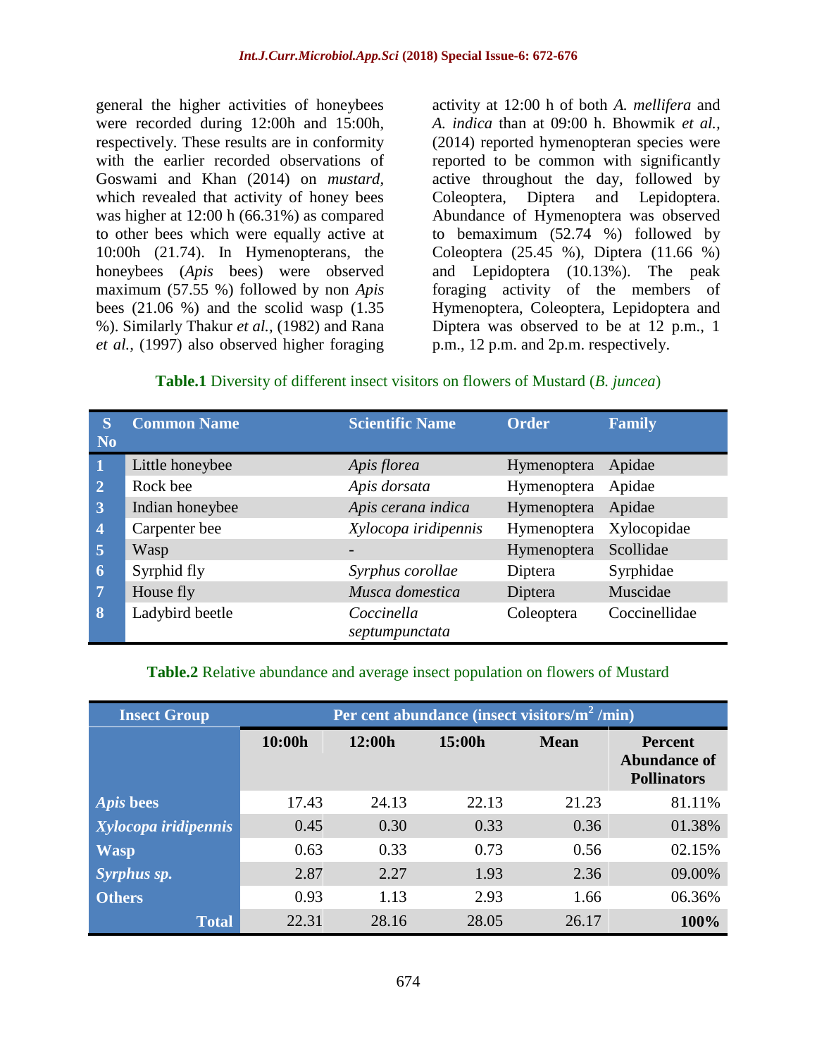general the higher activities of honeybees were recorded during 12:00h and 15:00h, respectively. These results are in conformity with the earlier recorded observations of Goswami and Khan (2014) on *mustard*, which revealed that activity of honey bees was higher at 12:00 h (66.31%) as compared to other bees which were equally active at 10:00h (21.74). In Hymenopterans, the honeybees (*Apis* bees) were observed maximum (57.55 %) followed by non *Apis* bees (21.06 %) and the scolid wasp (1.35 %). Similarly Thakur *et al.*, (1982) and Rana *et al.*, (1997) also observed higher foraging activity at 12:00 h of both *A. mellifera* and *A. indica* than at 09:00 h. Bhowmik *et al.*, (2014) reported hymenopteran species were reported to be common with significantly active throughout the day, followed by Coleoptera, Diptera and Lepidoptera. Abundance of Hymenoptera was observed to bemaximum (52.74 %) followed by Coleoptera (25.45 %), Diptera (11.66 %) and Lepidoptera (10.13%). The peak foraging activity of the members of Hymenoptera, Coleoptera, Lepidoptera and Diptera was observed to be at 12 p.m., 1 p.m., 12 p.m. and 2p.m. respectively.

**Table.1** Diversity of different insect visitors on flowers of Mustard (*B. juncea*)

| S No | Common Name | Scientific Name | Order | Family |
|---|---|---|---|---|
| 1 | Little honeybee | *Apis florea* | Hymenoptera | Apidae |
| 2 | Rock bee | *Apis dorsata* | Hymenoptera | Apidae |
| 3 | Indian honeybee | *Apis cerana indica* | Hymenoptera | Apidae |
| 4 | Carpenter bee | *Xylocopa iridipennis* | Hymenoptera | Xylocopidae |
| 5 | Wasp | - | Hymenoptera | Scollidae |
| 6 | Syrphid fly | *Syrphus corollae* | Diptera | Syrphidae |
| 7 | House fly | *Musca domestica* | Diptera | Muscidae |
| 8 | Ladybird beetle | *Coccinella septumpunctata* | Coleoptera | Coccinellidae |

**Table.2** Relative abundance and average insect population on flowers of Mustard

| Insect Group | Per cent abundance (insect visitors/m$^2$ /min) | | | | |
|---|---|---|---|---|---|
| | 10:00h | 12:00h | 15:00h | Mean | Percent Abundance of Pollinators |
| *Apis* bees | 17.43 | 24.13 | 22.13 | 21.23 | 81.11% |
| *Xylocopa iridipennis* | 0.45 | 0.30 | 0.33 | 0.36 | 01.38% |
| Wasp | 0.63 | 0.33 | 0.73 | 0.56 | 02.15% |
| *Syrphus sp.* | 2.87 | 2.27 | 1.93 | 2.36 | 09.00% |
| Others | 0.93 | 1.13 | 2.93 | 1.66 | 06.36% |
| **Total** | 22.31 | 28.16 | 28.05 | 26.17 | **100%** |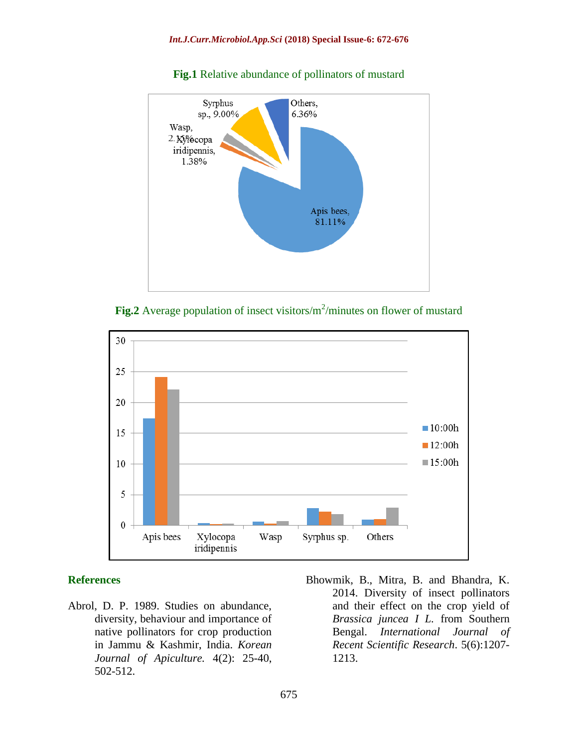**Fig.1** Relative abundance of pollinators of mustard

**Fig.2** Average population of insect visitors/m$^2$/minutes on flower of mustard

## References

Abrol, D. P. 1989. Studies on abundance, diversity, behaviour and importance of native pollinators for crop production in Jammu & Kashmir, India. *Korean Journal of Apiculture.* 4(2): 25-40, 502-512.

Bhowmik, B., Mitra, B. and Bhandra, K. 2014. Diversity of insect pollinators and their effect on the crop yield of *Brassica juncea I L.* from Southern Bengal. *International Journal of Recent Scientific Research*. 5(6):1207-1213.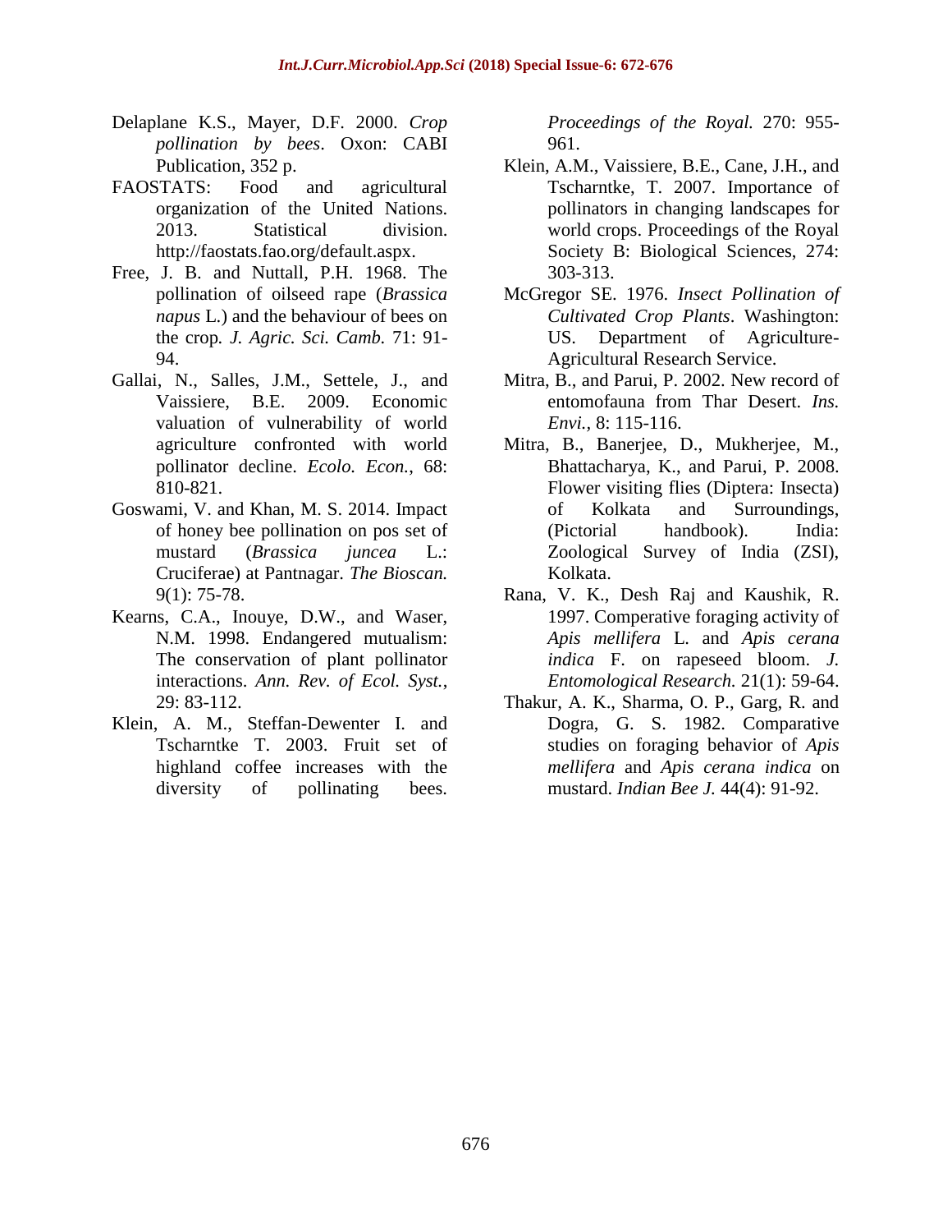Delaplane K.S., Mayer, D.F. 2000. *Crop pollination by bees*. Oxon: CABI Publication, 352 p.

FAOSTATS: Food and agricultural organization of the United Nations. 2013. Statistical division. http://faostats.fao.org/default.aspx.

Free, J. B. and Nuttall, P.H. 1968. The pollination of oilseed rape (*Brassica napus* L.) and the behaviour of bees on the crop*. J. Agric. Sci. Camb.* 71: 91-94.

Gallai, N., Salles, J.M., Settele, J., and Vaissiere, B.E. 2009. Economic valuation of vulnerability of world agriculture confronted with world pollinator decline. *Ecolo. Econ.*, 68: 810-821.

Goswami, V. and Khan, M. S. 2014. Impact of honey bee pollination on pos set of mustard (*Brassica juncea* L.: Cruciferae) at Pantnagar. *The Bioscan.* 9(1): 75-78.

Kearns, C.A., Inouye, D.W., and Waser, N.M. 1998. Endangered mutualism: The conservation of plant pollinator interactions. *Ann. Rev. of Ecol. Syst.*, 29: 83-112.

Klein, A. M., Steffan-Dewenter I. and Tscharntke T. 2003. Fruit set of highland coffee increases with the diversity of pollinating bees. *Proceedings of the Royal.* 270: 955-961.

Klein, A.M., Vaissiere, B.E., Cane, J.H., and Tscharntke, T. 2007. Importance of pollinators in changing landscapes for world crops. Proceedings of the Royal Society B: Biological Sciences, 274: 303-313.

McGregor SE. 1976. *Insect Pollination of Cultivated Crop Plants*. Washington: US. Department of Agriculture-Agricultural Research Service.

Mitra, B., and Parui, P. 2002. New record of entomofauna from Thar Desert. *Ins. Envi.,* 8: 115-116.

Mitra, B., Banerjee, D., Mukherjee, M., Bhattacharya, K., and Parui, P. 2008. Flower visiting flies (Diptera: Insecta) of Kolkata and Surroundings, (Pictorial handbook). India: Zoological Survey of India (ZSI), Kolkata.

Rana, V. K., Desh Raj and Kaushik, R. 1997. Comperative foraging activity of *Apis mellifera* L. and *Apis cerana indica* F. on rapeseed bloom. *J. Entomological Research.* 21(1): 59-64.

Thakur, A. K., Sharma, O. P., Garg, R. and Dogra, G. S. 1982. Comparative studies on foraging behavior of *Apis mellifera* and *Apis cerana indica* on mustard. *Indian Bee J.* 44(4): 91-92.